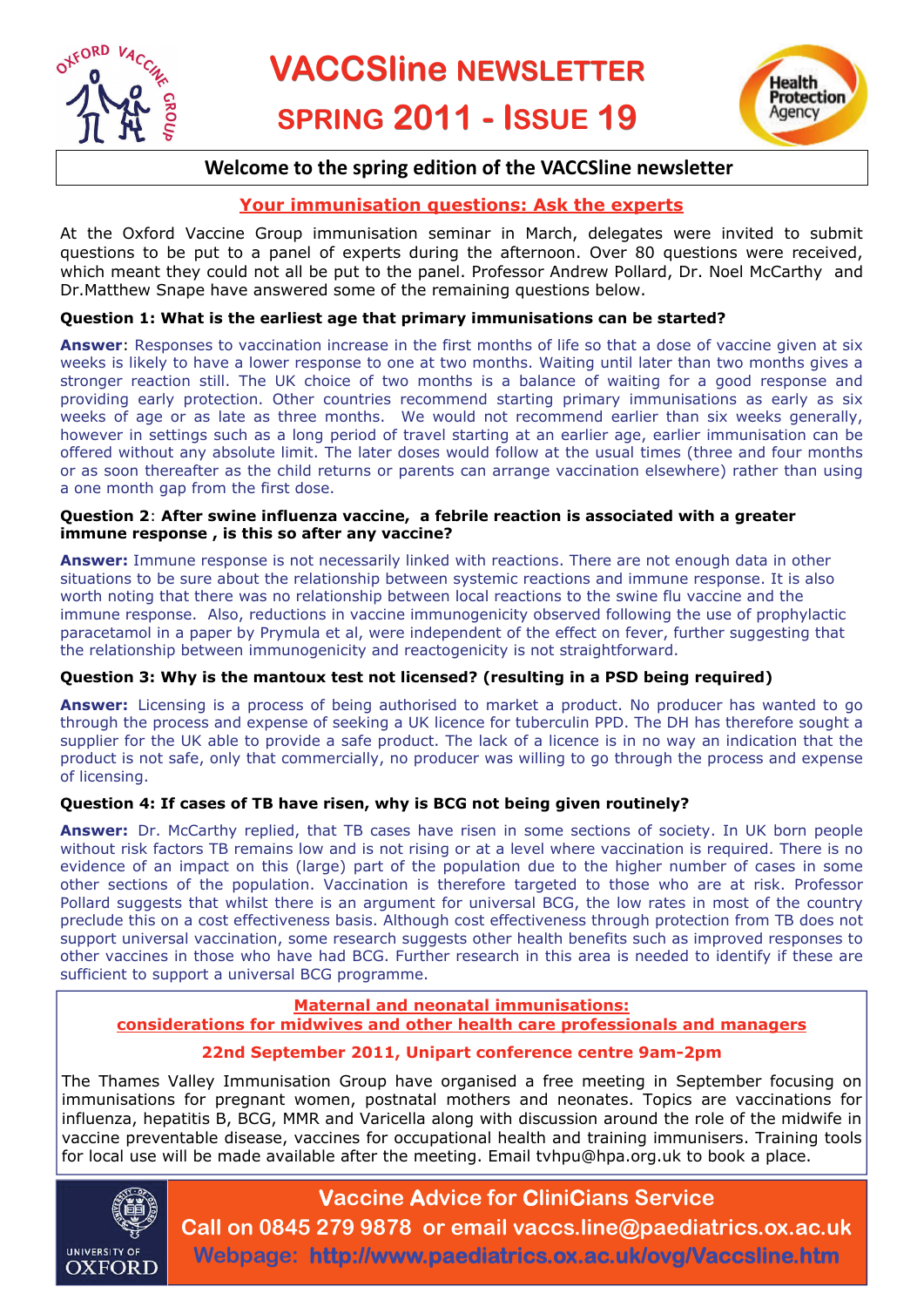# VACCSline NEWSLETTER

## SPRING 2011 - ISSUE 19

**Welcome to the spring edition of the VACCSline newsletter**

## Your immunisation questions: Ask the experts

At the Oxford Vaccine Group immunisation seminar in March, delegates were invited to submit questions to be put to a panel of experts during the afternoon. Over 80 questions were received, which meant they could not all be put to the panel. Professor Andrew Pollard, Dr. Noel McCarthy and Dr.Matthew Snape have answered some of the remaining questions below.

**Question 1: What is the earliest age that primary immunisations can be started?**

**Answer**: Responses to vaccination increase in the first months of life so that a dose of vaccine given at six weeks is likely to have a lower response to one at two months. Waiting until later than two months gives a stronger reaction still. The UK choice of two months is a balance of waiting for a good response and providing early protection. Other countries recommend starting primary immunisations as early as six weeks of age or as late as three months. We would not recommend earlier than six weeks generally, however in settings such as a long period of travel starting at an earlier age, earlier immunisation can be offered without any absolute limit. The later doses would follow at the usual times (three and four months or as soon thereafter as the child returns or parents can arrange vaccination elsewhere) rather than using a one month gap from the first dose.

**Question 2**: **After swine influenza vaccine, a febrile reaction is associated with a greater immune response , is this so after any vaccine?**

**Answer:** Immune response is not necessarily linked with reactions. There are not enough data in other situations to be sure about the relationship between systemic reactions and immune response. It is also worth noting that there was no relationship between local reactions to the swine flu vaccine and the immune response. Also, reductions in vaccine immunogenicity observed following the use of prophylactic paracetamol in a paper by Prymula et al, were independent of the effect on fever, further suggesting that the relationship between immunogenicity and reactogenicity is not straightforward.

**Question 3: Why is the mantoux test not licensed? (resulting in a PSD being required)**

**Answer:** Licensing is a process of being authorised to market a product. No producer has wanted to go through the process and expense of seeking a UK licence for tuberculin PPD. The DH has therefore sought a supplier for the UK able to provide a safe product. The lack of a licence is in no way an indication that the product is not safe, only that commercially, no producer was willing to go through the process and expense of licensing.

**Question 4: If cases of TB have risen, why is BCG not being given routinely?**

**Answer:** Dr. McCarthy replied, that TB cases have risen in some sections of society. In UK born people without risk factors TB remains low and is not rising or at a level where vaccination is required. There is no evidence of an impact on this (large) part of the population due to the higher number of cases in some other sections of the population. Vaccination is therefore targeted to those who are at risk. Professor Pollard suggests that whilst there is an argument for universal BCG, the low rates in most of the country preclude this on a cost effectiveness basis. Although cost effectiveness through protection from TB does not support universal vaccination, some research suggests other health benefits such as improved responses to other vaccines in those who have had BCG. Further research in this area is needed to identify if these are sufficient to support a universal BCG programme.

## Maternal and neonatal immunisations: considerations for midwives and other health care professionals and managers

**22nd September 2011, Unipart conference centre 9am-2pm**

The Thames Valley Immunisation Group have organised a free meeting in September focusing on immunisations for pregnant women, postnatal mothers and neonates. Topics are vaccinations for influenza, hepatitis B, BCG, MMR and Varicella along with discussion around the role of the midwife in vaccine preventable disease, vaccines for occupational health and training immunisers. Training tools for local use will be made available after the meeting. Email tvhpu@hpa.org.uk to book a place.

**Vaccine Advice for CliniCians Service**

**Call on 0845 279 9878 or email vaccs.line@paediatrics.ox.ac.uk**

**Webpage: http://www.paediatrics.ox.ac.uk/ovg/Vaccsline.htm**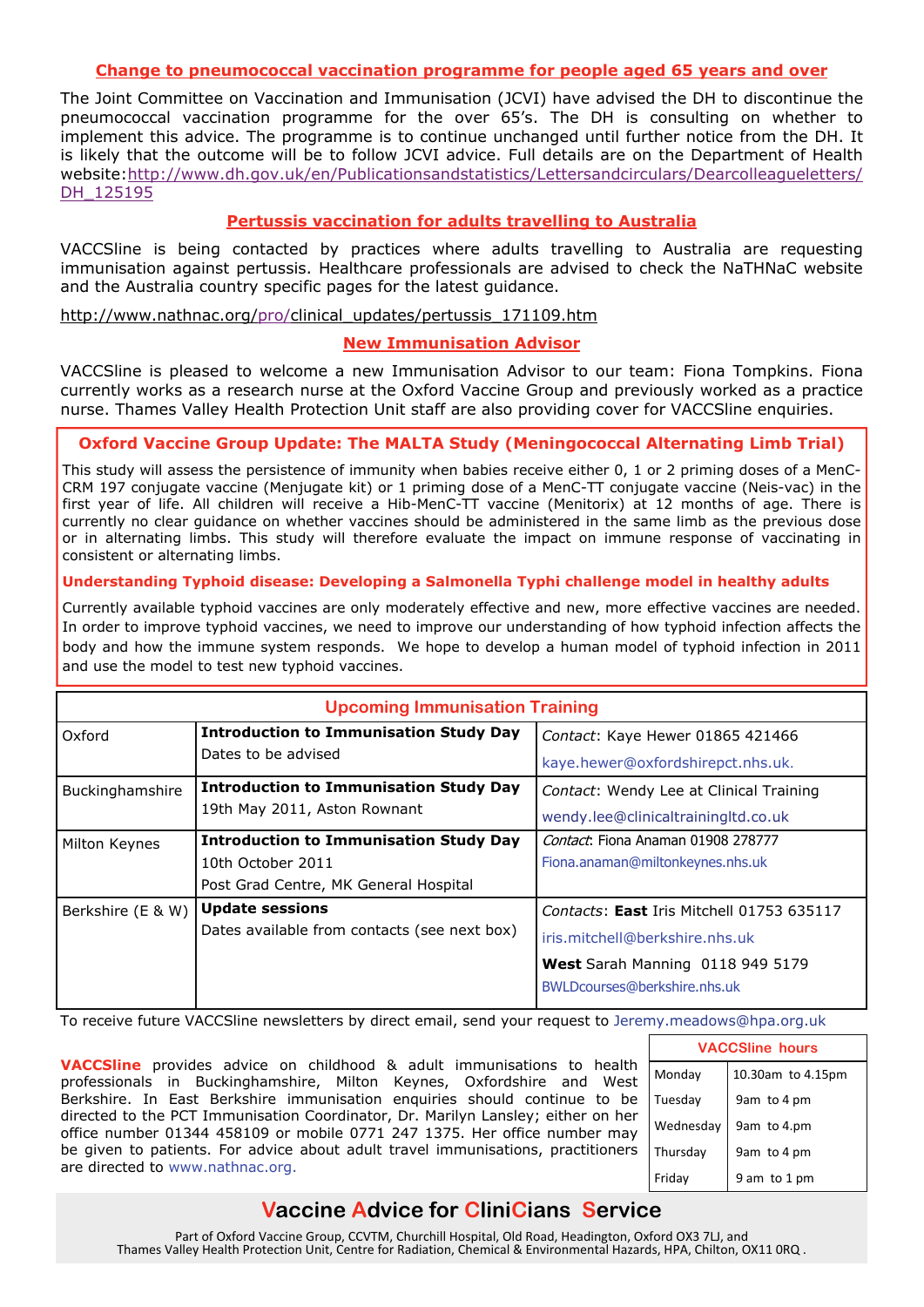## Change to pneumococcal vaccination programme for people aged 65 years and over

The Joint Committee on Vaccination and Immunisation (JCVI) have advised the DH to discontinue the pneumococcal vaccination programme for the over 65's. The DH is consulting on whether to implement this advice. The programme is to continue unchanged until further notice from the DH. It is likely that the outcome will be to follow JCVI advice. Full details are on the Department of Health website:http://www.dh.gov.uk/en/Publicationsandstatistics/Lettersandcirculars/Dearcolleagueletters/DH_125195

## Pertussis vaccination for adults travelling to Australia

VACCSline is being contacted by practices where adults travelling to Australia are requesting immunisation against pertussis. Healthcare professionals are advised to check the NaTHNaC website and the Australia country specific pages for the latest guidance.

http://www.nathnac.org/pro/clinical_updates/pertussis_171109.htm

## New Immunisation Advisor

VACCSline is pleased to welcome a new Immunisation Advisor to our team: Fiona Tompkins. Fiona currently works as a research nurse at the Oxford Vaccine Group and previously worked as a practice nurse. Thames Valley Health Protection Unit staff are also providing cover for VACCSline enquiries.

## Oxford Vaccine Group Update: The MALTA Study (Meningococcal Alternating Limb Trial)

This study will assess the persistence of immunity when babies receive either 0, 1 or 2 priming doses of a MenC-CRM 197 conjugate vaccine (Menjugate kit) or 1 priming dose of a MenC-TT conjugate vaccine (Neis-vac) in the first year of life. All children will receive a Hib-MenC-TT vaccine (Menitorix) at 12 months of age. There is currently no clear guidance on whether vaccines should be administered in the same limb as the previous dose or in alternating limbs. This study will therefore evaluate the impact on immune response of vaccinating in consistent or alternating limbs.

### Understanding Typhoid disease: Developing a Salmonella Typhi challenge model in healthy adults

Currently available typhoid vaccines are only moderately effective and new, more effective vaccines are needed. In order to improve typhoid vaccines, we need to improve our understanding of how typhoid infection affects the body and how the immune system responds. We hope to develop a human model of typhoid infection in 2011 and use the model to test new typhoid vaccines.

## Upcoming Immunisation Training

| | | |
|---|---|---|
| Oxford | **Introduction to Immunisation Study Day**<br>Dates to be advised | *Contact*: Kaye Hewer 01865 421466<br>kaye.hewer@oxfordshirepct.nhs.uk. |
| Buckinghamshire | **Introduction to Immunisation Study Day**<br>19th May 2011, Aston Rownant | *Contact*: Wendy Lee at Clinical Training<br>wendy.lee@clinicaltrainingltd.co.uk |
| Milton Keynes | **Introduction to Immunisation Study Day**<br>10th October 2011<br>Post Grad Centre, MK General Hospital | *Contact*: Fiona Anaman 01908 278777<br>Fiona.anaman@miltonkeynes.nhs.uk |
| Berkshire (E & W) | **Update sessions**<br>Dates available from contacts (see next box) | *Contacts*: **East** Iris Mitchell 01753 635117<br>iris.mitchell@berkshire.nhs.uk<br>**West** Sarah Manning 0118 949 5179<br>BWLDcourses@berkshire.nhs.uk |

To receive future VACCSline newsletters by direct email, send your request to Jeremy.meadows@hpa.org.uk

**VACCSline** provides advice on childhood & adult immunisations to health professionals in Buckinghamshire, Milton Keynes, Oxfordshire and West Berkshire. In East Berkshire immunisation enquiries should continue to be directed to the PCT Immunisation Coordinator, Dr. Marilyn Lansley; either on her office number 01344 458109 or mobile 0771 247 1375. Her office number may be given to patients. For advice about adult travel immunisations, practitioners are directed to www.nathnac.org.

| VACCSline hours | |
|---|---|
| Monday | 10.30am to 4.15pm |
| Tuesday | 9am to 4 pm |
| Wednesday | 9am to 4.pm |
| Thursday | 9am to 4 pm |
| Friday | 9 am to 1 pm |

## Vaccine Advice for CliniCians Service

Part of Oxford Vaccine Group, CCVTM, Churchill Hospital, Old Road, Headington, Oxford OX3 7LJ, and Thames Valley Health Protection Unit, Centre for Radiation, Chemical & Environmental Hazards, HPA, Chilton, OX11 0RQ .